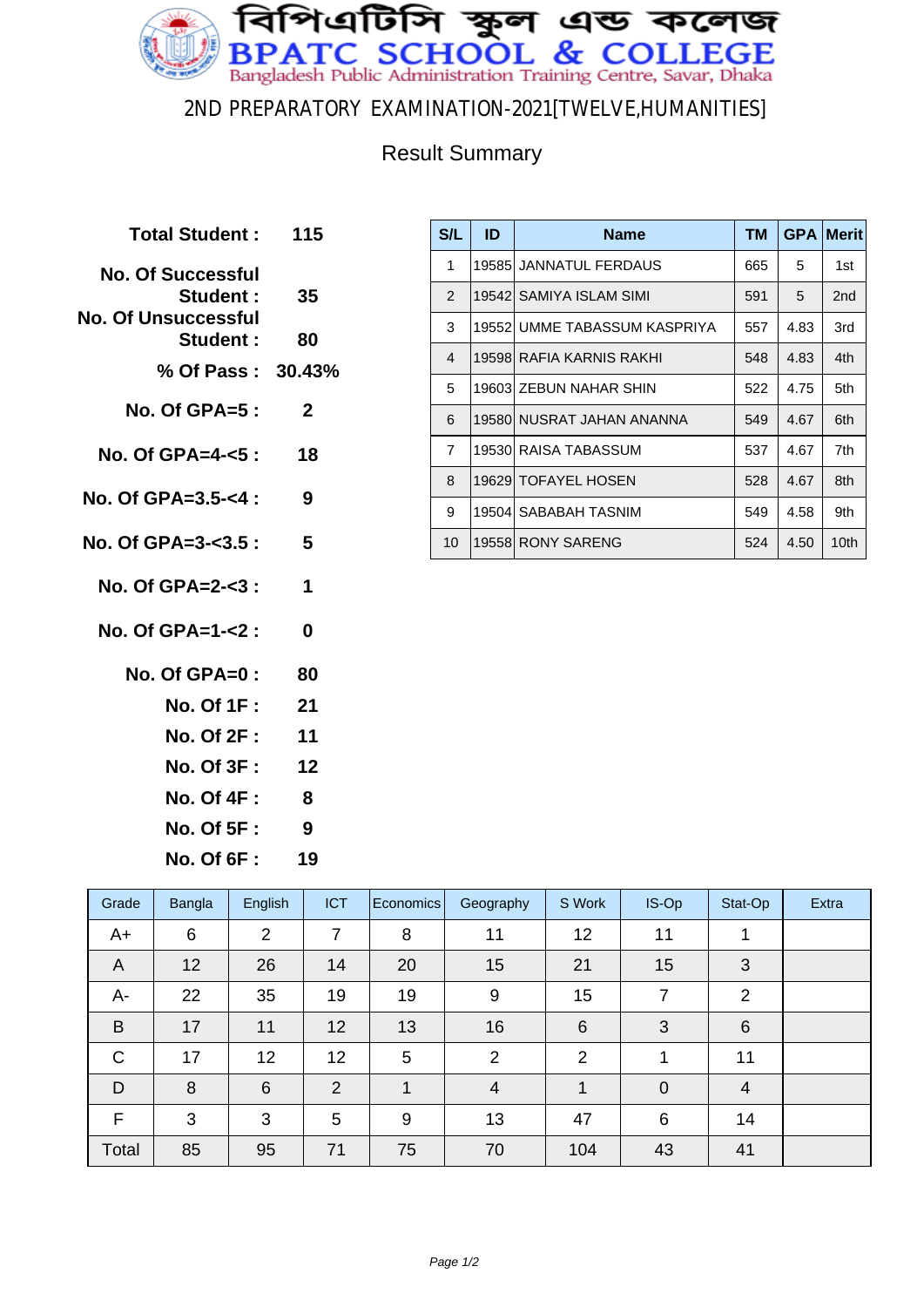# বিপিএটিসি স্কুল এন্ড কলেজ

# BPATC SCHOOL & COLLEGE

Bangladesh Public Administration Training Centre, Savar, Dhaka

## 2ND PREPARATORY EXAMINATION-2021[TWELVE,HUMANITIES]

### Result Summary

| | |
|---|---|
| **Total Student :** | **115** |
| **No. Of Successful Student :** | **35** |
| **No. Of Unsuccessful Student :** | **80** |
| **% Of Pass :** | **30.43%** |
| **No. Of GPA=5 :** | **2** |
| **No. Of GPA=4-<5 :** | **18** |
| **No. Of GPA=3.5-<4 :** | **9** |
| **No. Of GPA=3-<3.5 :** | **5** |
| **No. Of GPA=2-<3 :** | **1** |
| **No. Of GPA=1-<2 :** | **0** |
| **No. Of GPA=0 :** | **80** |
| **No. Of 1F :** | **21** |
| **No. Of 2F :** | **11** |
| **No. Of 3F :** | **12** |
| **No. Of 4F :** | **8** |
| **No. Of 5F :** | **9** |
| **No. Of 6F :** | **19** |

| S/L | ID | Name | TM | GPA | Merit |
|---|---|---|---|---|---|
| 1 | 19585 | JANNATUL FERDAUS | 665 | 5 | 1st |
| 2 | 19542 | SAMIYA ISLAM SIMI | 591 | 5 | 2nd |
| 3 | 19552 | UMME TABASSUM KASPRIYA | 557 | 4.83 | 3rd |
| 4 | 19598 | RAFIA KARNIS RAKHI | 548 | 4.83 | 4th |
| 5 | 19603 | ZEBUN NAHAR SHIN | 522 | 4.75 | 5th |
| 6 | 19580 | NUSRAT JAHAN ANANNA | 549 | 4.67 | 6th |
| 7 | 19530 | RAISA TABASSUM | 537 | 4.67 | 7th |
| 8 | 19629 | TOFAYEL HOSEN | 528 | 4.67 | 8th |
| 9 | 19504 | SABABAH TASNIM | 549 | 4.58 | 9th |
| 10 | 19558 | RONY SARENG | 524 | 4.50 | 10th |

| Grade | Bangla | English | ICT | Economics | Geography | S Work | IS-Op | Stat-Op | Extra |
|---|---|---|---|---|---|---|---|---|---|
| A+ | 6 | 2 | 7 | 8 | 11 | 12 | 11 | 1 | |
| A | 12 | 26 | 14 | 20 | 15 | 21 | 15 | 3 | |
| A- | 22 | 35 | 19 | 19 | 9 | 15 | 7 | 2 | |
| B | 17 | 11 | 12 | 13 | 16 | 6 | 3 | 6 | |
| C | 17 | 12 | 12 | 5 | 2 | 2 | 1 | 11 | |
| D | 8 | 6 | 2 | 1 | 4 | 1 | 0 | 4 | |
| F | 3 | 3 | 5 | 9 | 13 | 47 | 6 | 14 | |
| Total | 85 | 95 | 71 | 75 | 70 | 104 | 43 | 41 | |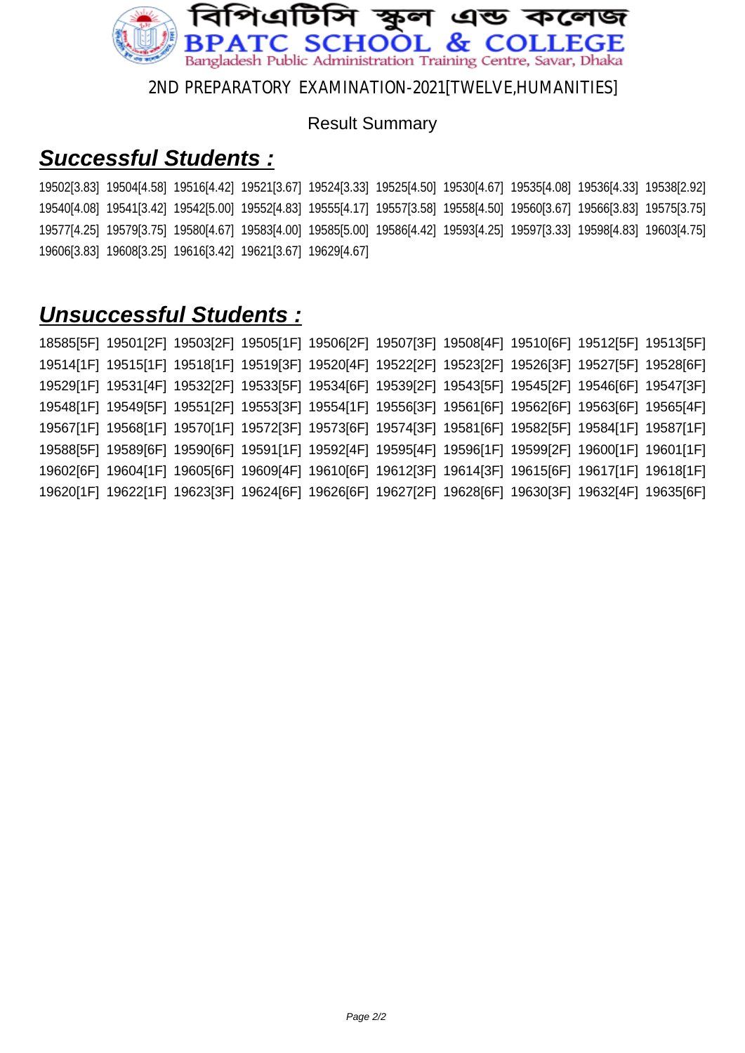বিপিএটিসি স্কুল এন্ড কলেজ

BPATC SCHOOL & COLLEGE

Bangladesh Public Administration Training Centre, Savar, Dhaka

2ND PREPARATORY EXAMINATION-2021[TWELVE,HUMANITIES]

Result Summary

## Successful Students :

19502[3.83] 19504[4.58] 19516[4.42] 19521[3.67] 19524[3.33] 19525[4.50] 19530[4.67] 19535[4.08] 19536[4.33] 19538[2.92] 19540[4.08] 19541[3.42] 19542[5.00] 19552[4.83] 19555[4.17] 19557[3.58] 19558[4.50] 19560[3.67] 19566[3.83] 19575[3.75] 19577[4.25] 19579[3.75] 19580[4.67] 19583[4.00] 19585[5.00] 19586[4.42] 19593[4.25] 19597[3.33] 19598[4.83] 19603[4.75] 19606[3.83] 19608[3.25] 19616[3.42] 19621[3.67] 19629[4.67]

## Unsuccessful Students :

18585[5F] 19501[2F] 19503[2F] 19505[1F] 19506[2F] 19507[3F] 19508[4F] 19510[6F] 19512[5F] 19513[5F] 19514[1F] 19515[1F] 19518[1F] 19519[3F] 19520[4F] 19522[2F] 19523[2F] 19526[3F] 19527[5F] 19528[6F] 19529[1F] 19531[4F] 19532[2F] 19533[5F] 19534[6F] 19539[2F] 19543[5F] 19545[2F] 19546[6F] 19547[3F] 19548[1F] 19549[5F] 19551[2F] 19553[3F] 19554[1F] 19556[3F] 19561[6F] 19562[6F] 19563[6F] 19565[4F] 19567[1F] 19568[1F] 19570[1F] 19572[3F] 19573[6F] 19574[3F] 19581[6F] 19582[5F] 19584[1F] 19587[1F] 19588[5F] 19589[6F] 19590[6F] 19591[1F] 19592[4F] 19595[4F] 19596[1F] 19599[2F] 19600[1F] 19601[1F] 19602[6F] 19604[1F] 19605[6F] 19609[4F] 19610[6F] 19612[3F] 19614[3F] 19615[6F] 19617[1F] 19618[1F] 19620[1F] 19622[1F] 19623[3F] 19624[6F] 19626[6F] 19627[2F] 19628[6F] 19630[3F] 19632[4F] 19635[6F]